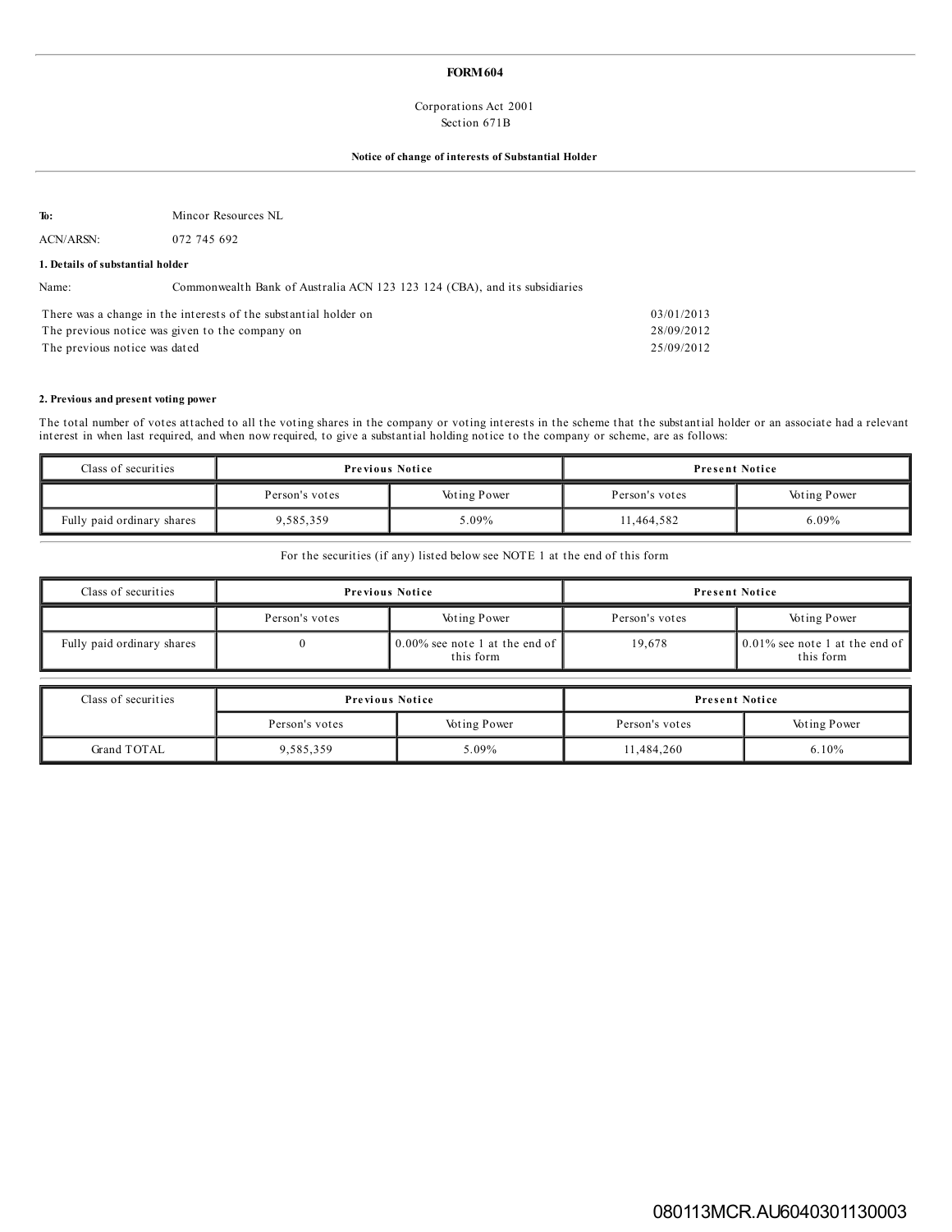**FORM 604**

Corporations Act 2001
Section 671B

**Notice of change of interests of Substantial Holder**

---

**To:** Mincor Resources NL

ACN/ARSN: 072 745 692

**1. Details of substantial holder**

Name: Commonwealth Bank of Australia ACN 123 123 124 (CBA), and its subsidiaries

| | |
|---|---|
| There was a change in the interests of the substantial holder on | 03/01/2013 |
| The previous notice was given to the company on | 28/09/2012 |
| The previous notice was dated | 25/09/2012 |

**2. Previous and present voting power**

The total number of votes attached to all the voting shares in the company or voting interests in the scheme that the substantial holder or an associate had a relevant interest in when last required, and when now required, to give a substantial holding notice to the company or scheme, are as follows:

| Class of securities | Previous Notice | | Present Notice | |
|---|---|---|---|---|
| | Person's votes | Voting Power | Person's votes | Voting Power |
| Fully paid ordinary shares | 9,585,359 | 5.09% | 11,464,582 | 6.09% |

For the securities (if any) listed below see NOTE 1 at the end of this form

| Class of securities | Previous Notice | | Present Notice | |
|---|---|---|---|---|
| | Person's votes | Voting Power | Person's votes | Voting Power |
| Fully paid ordinary shares | 0 | 0.00% see note 1 at the end of this form | 19,678 | 0.01% see note 1 at the end of this form |

| Class of securities | Previous Notice | | Present Notice | |
|---|---|---|---|---|
| | Person's votes | Voting Power | Person's votes | Voting Power |
| Grand TOTAL | 9,585,359 | 5.09% | 11,484,260 | 6.10% |

080113MCR.AU6040301130003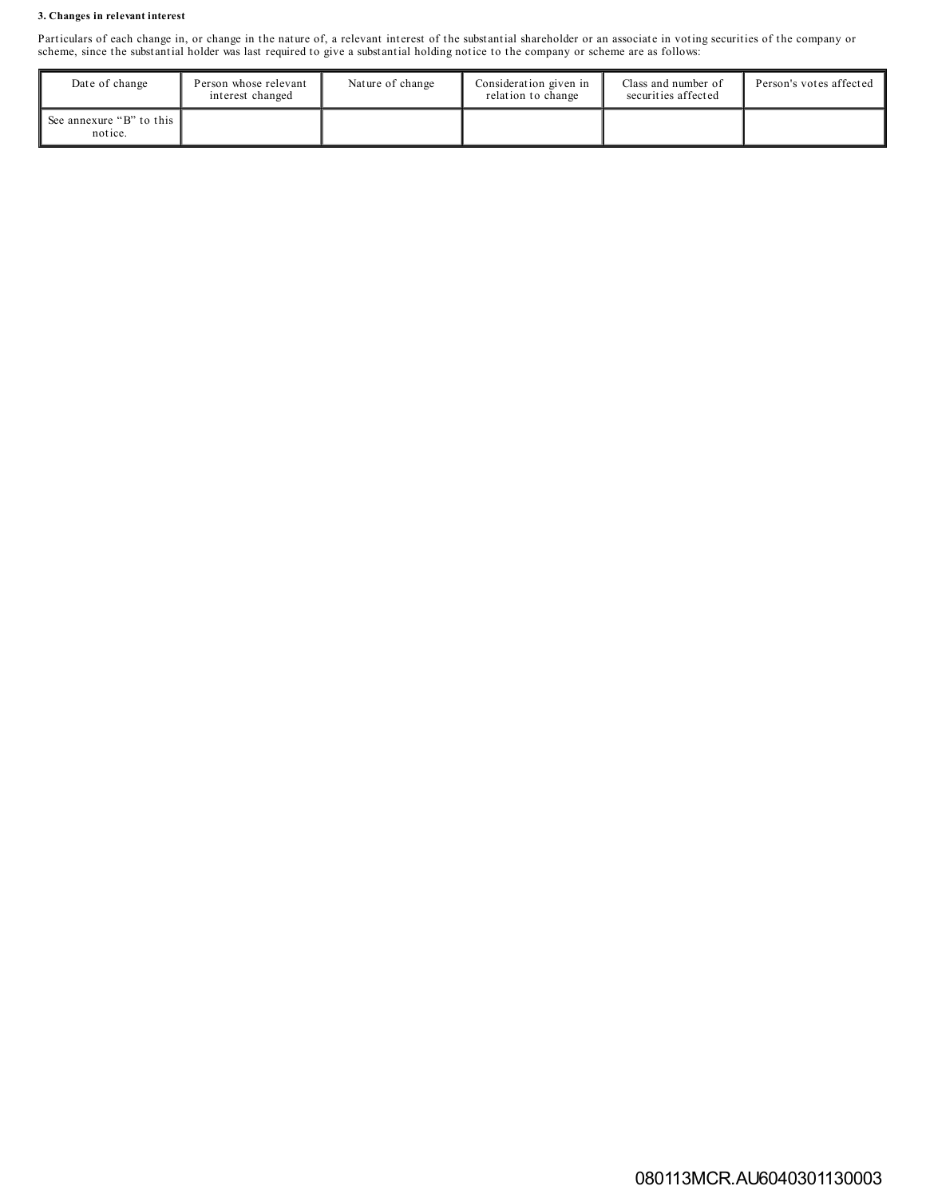**3. Changes in relevant interest**

Particulars of each change in, or change in the nature of, a relevant interest of the substantial shareholder or an associate in voting securities of the company or scheme, since the substantial holder was last required to give a substantial holding notice to the company or scheme are as follows:

| Date of change | Person whose relevant interest changed | Nature of change | Consideration given in relation to change | Class and number of securities affected | Person's votes affected |
|---|---|---|---|---|---|
| See annexure "B" to this notice. | | | | | |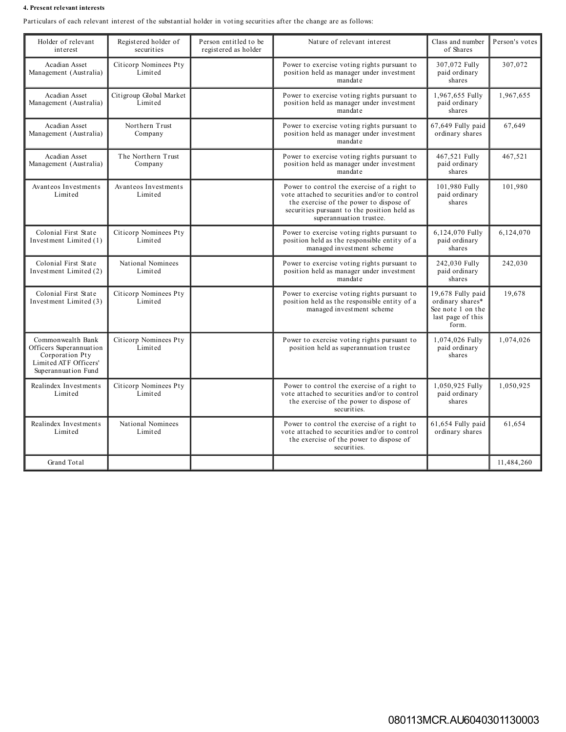#### 4. Present relevant interests

Particulars of each relevant interest of the substantial holder in voting securities after the change are as follows:

| Holder of relevant interest | Registered holder of securities | Person entitled to be registered as holder | Nature of relevant interest | Class and number of Shares | Person's votes |
|---|---|---|---|---|---|
| Acadian Asset Management (Australia) | Citicorp Nominees Pty Limited | | Power to exercise voting rights pursuant to position held as manager under investment mandate | 307,072 Fully paid ordinary shares | 307,072 |
| Acadian Asset Management (Australia) | Citigroup Global Market Limited | | Power to exercise voting rights pursuant to position held as manager under investment mandate | 1,967,655 Fully paid ordinary shares | 1,967,655 |
| Acadian Asset Management (Australia) | Northern Trust Company | | Power to exercise voting rights pursuant to position held as manager under investment mandate | 67,649 Fully paid ordinary shares | 67,649 |
| Acadian Asset Management (Australia) | The Northern Trust Company | | Power to exercise voting rights pursuant to position held as manager under investment mandate | 467,521 Fully paid ordinary shares | 467,521 |
| Avanteos Investments Limited | Avanteos Investments Limited | | Power to control the exercise of a right to vote attached to securities and/or to control the exercise of the power to dispose of securities pursuant to the position held as superannuation trustee. | 101,980 Fully paid ordinary shares | 101,980 |
| Colonial First State Investment Limited (1) | Citicorp Nominees Pty Limited | | Power to exercise voting rights pursuant to position held as the responsible entity of a managed investment scheme | 6,124,070 Fully paid ordinary shares | 6,124,070 |
| Colonial First State Investment Limited (2) | National Nominees Limited | | Power to exercise voting rights pursuant to position held as manager under investment mandate | 242,030 Fully paid ordinary shares | 242,030 |
| Colonial First State Investment Limited (3) | Citicorp Nominees Pty Limited | | Power to exercise voting rights pursuant to position held as the responsible entity of a managed investment scheme | 19,678 Fully paid ordinary shares* See note 1 on the last page of this form. | 19,678 |
| Commonwealth Bank Officers Superannuation Corporation Pty Limited ATF Officers' Superannuation Fund | Citicorp Nominees Pty Limited | | Power to exercise voting rights pursuant to position held as superannuation trustee | 1,074,026 Fully paid ordinary shares | 1,074,026 |
| Realindex Investments Limited | Citicorp Nominees Pty Limited | | Power to control the exercise of a right to vote attached to securities and/or to control the exercise of the power to dispose of securities. | 1,050,925 Fully paid ordinary shares | 1,050,925 |
| Realindex Investments Limited | National Nominees Limited | | Power to control the exercise of a right to vote attached to securities and/or to control the exercise of the power to dispose of securities. | 61,654 Fully paid ordinary shares | 61,654 |
| Grand Total | | | | | 11,484,260 |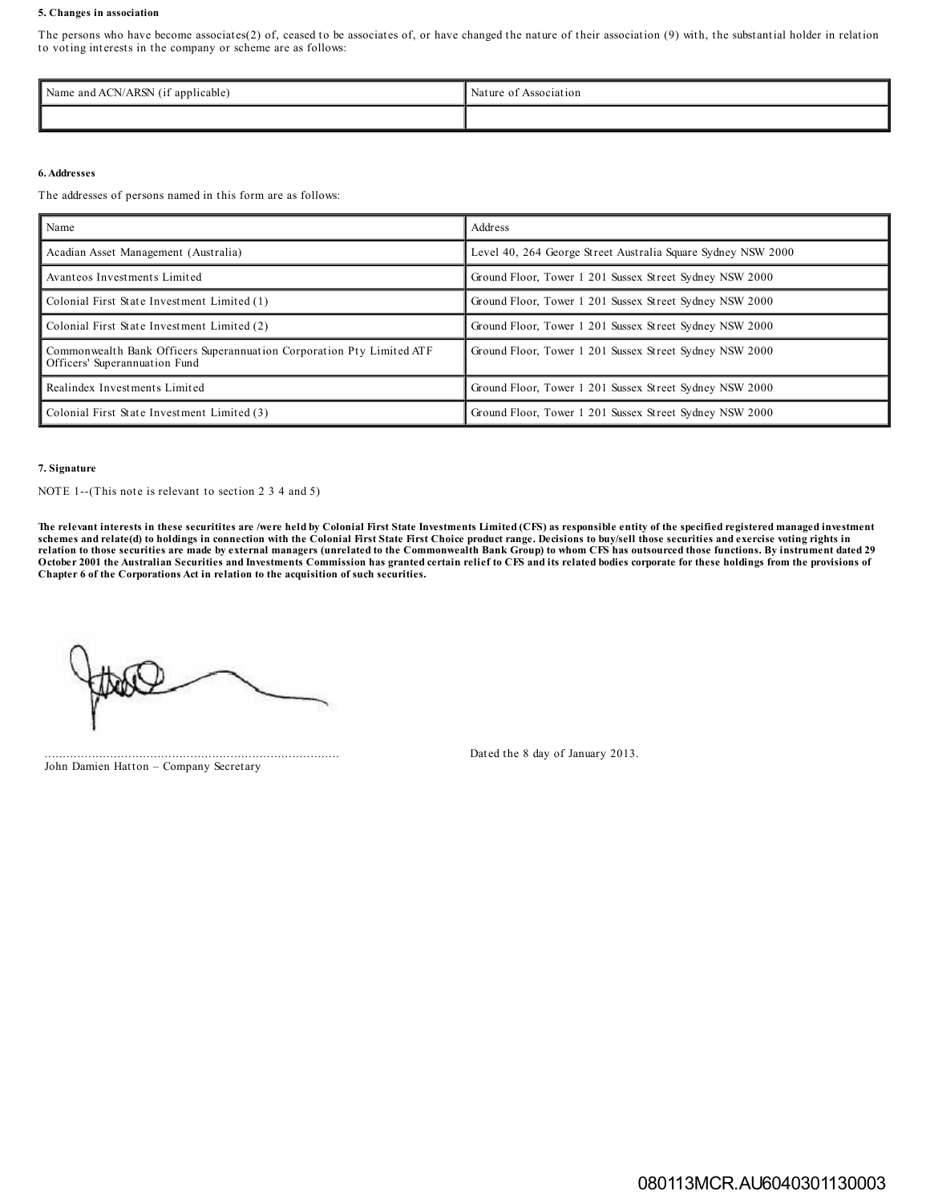**5. Changes in association**

The persons who have become associates(2) of, ceased to be associates of, or have changed the nature of their association (9) with, the substantial holder in relation to voting interests in the company or scheme are as follows:

| Name and ACN/ARSN (if applicable) | Nature of Association |
|---|---|
| | |

**6. Addresses**

The addresses of persons named in this form are as follows:

| Name | Address |
|---|---|
| Acadian Asset Management (Australia) | Level 40, 264 George Street Australia Square Sydney NSW 2000 |
| Avanteos Investments Limited | Ground Floor, Tower 1 201 Sussex Street Sydney NSW 2000 |
| Colonial First State Investment Limited (1) | Ground Floor, Tower 1 201 Sussex Street Sydney NSW 2000 |
| Colonial First State Investment Limited (2) | Ground Floor, Tower 1 201 Sussex Street Sydney NSW 2000 |
| Commonwealth Bank Officers Superannuation Corporation Pty Limited ATF Officers' Superannuation Fund | Ground Floor, Tower 1 201 Sussex Street Sydney NSW 2000 |
| Realindex Investments Limited | Ground Floor, Tower 1 201 Sussex Street Sydney NSW 2000 |
| Colonial First State Investment Limited (3) | Ground Floor, Tower 1 201 Sussex Street Sydney NSW 2000 |

**7. Signature**

NOTE 1--(This note is relevant to section 2 3 4 and 5)

**The relevant interests in these securitites are /were held by Colonial First State Investments Limited (CFS) as responsible entity of the specified registered managed investment schemes and relate(d) to holdings in connection with the Colonial First State First Choice product range. Decisions to buy/sell those securities and exercise voting rights in relation to those securities are made by external managers (unrelated to the Commonwealth Bank Group) to whom CFS has outsourced those functions. By instrument dated 29 October 2001 the Australian Securities and Investments Commission has granted certain relief to CFS and its related bodies corporate for these holdings from the provisions of Chapter 6 of the Corporations Act in relation to the acquisition of such securities.**

..............................................................................
John Damien Hatton – Company Secretary

Dated the 8 day of January 2013.

080113MCR.AU6040301130003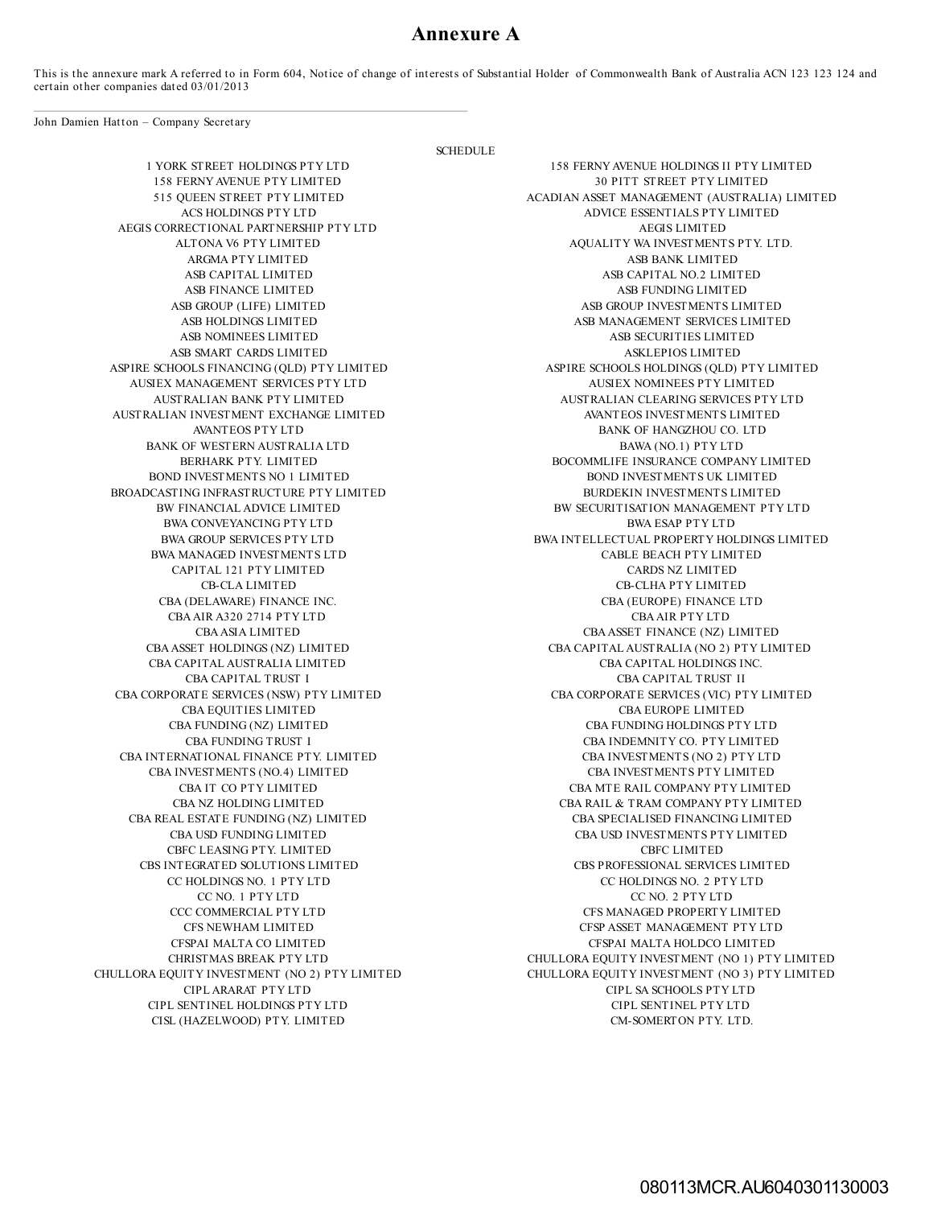# Annexure A

This is the annexure mark A referred to in Form 604, Notice of change of interests of Substantial Holder of Commonwealth Bank of Australia ACN 123 123 124 and certain other companies dated 03/01/2013

---

John Damien Hatton – Company Secretary

SCHEDULE

| | |
|---|---|
| 1 YORK STREET HOLDINGS PTY LTD | 158 FERNY AVENUE HOLDINGS II PTY LIMITED |
| 158 FERNY AVENUE PTY LIMITED | 30 PITT STREET PTY LIMITED |
| 515 QUEEN STREET PTY LIMITED | ACADIAN ASSET MANAGEMENT (AUSTRALIA) LIMITED |
| ACS HOLDINGS PTY LTD | ADVICE ESSENTIALS PTY LIMITED |
| AEGIS CORRECTIONAL PARTNERSHIP PTY LTD | AEGIS LIMITED |
| ALTONA V6 PTY LIMITED | AQUALITY WA INVESTMENTS PTY. LTD. |
| ARGMA PTY LIMITED | ASB BANK LIMITED |
| ASB CAPITAL LIMITED | ASB CAPITAL NO.2 LIMITED |
| ASB FINANCE LIMITED | ASB FUNDING LIMITED |
| ASB GROUP (LIFE) LIMITED | ASB GROUP INVESTMENTS LIMITED |
| ASB HOLDINGS LIMITED | ASB MANAGEMENT SERVICES LIMITED |
| ASB NOMINEES LIMITED | ASB SECURITIES LIMITED |
| ASB SMART CARDS LIMITED | ASKLEPIOS LIMITED |
| ASPIRE SCHOOLS FINANCING (QLD) PTY LIMITED | ASPIRE SCHOOLS HOLDINGS (QLD) PTY LIMITED |
| AUSIEX MANAGEMENT SERVICES PTY LTD | AUSIEX NOMINEES PTY LIMITED |
| AUSTRALIAN BANK PTY LIMITED | AUSTRALIAN CLEARING SERVICES PTY LTD |
| AUSTRALIAN INVESTMENT EXCHANGE LIMITED | AVANTEOS INVESTMENTS LIMITED |
| AVANTEOS PTY LTD | BANK OF HANGZHOU CO. LTD |
| BANK OF WESTERN AUSTRALIA LTD | BAWA (NO.1) PTY LTD |
| BERHARK PTY. LIMITED | BOCOMMLIFE INSURANCE COMPANY LIMITED |
| BOND INVESTMENTS NO 1 LIMITED | BOND INVESTMENTS UK LIMITED |
| BROADCASTING INFRASTRUCTURE PTY LIMITED | BURDEKIN INVESTMENTS LIMITED |
| BW FINANCIAL ADVICE LIMITED | BW SECURITISATION MANAGEMENT PTY LTD |
| BWA CONVEYANCING PTY LTD | BWA ESAP PTY LTD |
| BWA GROUP SERVICES PTY LTD | BWA INTELLECTUAL PROPERTY HOLDINGS LIMITED |
| BWA MANAGED INVESTMENTS LTD | CABLE BEACH PTY LIMITED |
| CAPITAL 121 PTY LIMITED | CARDS NZ LIMITED |
| CB-CLA LIMITED | CB-CLHA PTY LIMITED |
| CBA (DELAWARE) FINANCE INC. | CBA (EUROPE) FINANCE LTD |
| CBA AIR A320 2714 PTY LTD | CBA AIR PTY LTD |
| CBA ASIA LIMITED | CBA ASSET FINANCE (NZ) LIMITED |
| CBA ASSET HOLDINGS (NZ) LIMITED | CBA CAPITAL AUSTRALIA (NO 2) PTY LIMITED |
| CBA CAPITAL AUSTRALIA LIMITED | CBA CAPITAL HOLDINGS INC. |
| CBA CAPITAL TRUST I | CBA CAPITAL TRUST II |
| CBA CORPORATE SERVICES (NSW) PTY LIMITED | CBA CORPORATE SERVICES (VIC) PTY LIMITED |
| CBA EQUITIES LIMITED | CBA EUROPE LIMITED |
| CBA FUNDING (NZ) LIMITED | CBA FUNDING HOLDINGS PTY LTD |
| CBA FUNDING TRUST I | CBA INDEMNITY CO. PTY LIMITED |
| CBA INTERNATIONAL FINANCE PTY. LIMITED | CBA INVESTMENTS (NO 2) PTY LTD |
| CBA INVESTMENTS (NO.4) LIMITED | CBA INVESTMENTS PTY LIMITED |
| CBA IT CO PTY LIMITED | CBA MTE RAIL COMPANY PTY LIMITED |
| CBA NZ HOLDING LIMITED | CBA RAIL & TRAM COMPANY PTY LIMITED |
| CBA REAL ESTATE FUNDING (NZ) LIMITED | CBA SPECIALISED FINANCING LIMITED |
| CBA USD FUNDING LIMITED | CBA USD INVESTMENTS PTY LIMITED |
| CBFC LEASING PTY. LIMITED | CBFC LIMITED |
| CBS INTEGRATED SOLUTIONS LIMITED | CBS PROFESSIONAL SERVICES LIMITED |
| CC HOLDINGS NO. 1 PTY LTD | CC HOLDINGS NO. 2 PTY LTD |
| CC NO. 1 PTY LTD | CC NO. 2 PTY LTD |
| CCC COMMERCIAL PTY LTD | CFS MANAGED PROPERTY LIMITED |
| CFS NEWHAM LIMITED | CFSP ASSET MANAGEMENT PTY LTD |
| CFSPAI MALTA CO LIMITED | CFSPAI MALTA HOLDCO LIMITED |
| CHRISTMAS BREAK PTY LTD | CHULLORA EQUITY INVESTMENT (NO 1) PTY LIMITED |
| CHULLORA EQUITY INVESTMENT (NO 2) PTY LIMITED | CHULLORA EQUITY INVESTMENT (NO 3) PTY LIMITED |
| CIPL ARARAT PTY LTD | CIPL SA SCHOOLS PTY LTD |
| CIPL SENTINEL HOLDINGS PTY LTD | CIPL SENTINEL PTY LTD |
| CISL (HAZELWOOD) PTY. LIMITED | CM-SOMERTON PTY. LTD. |

080113MCR.AU6040301130003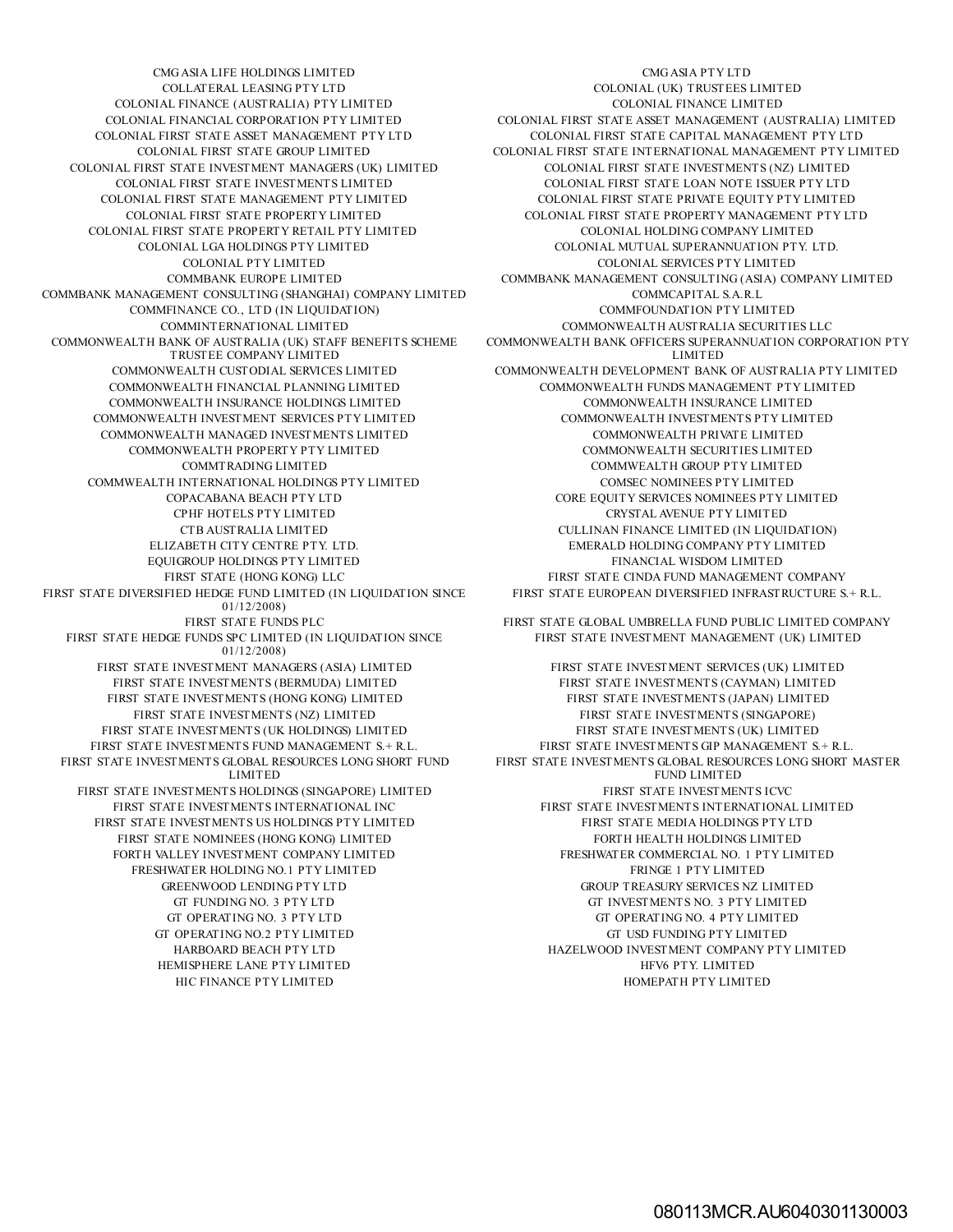CMG ASIA LIFE HOLDINGS LIMITED
CMG ASIA PTY LTD
COLLATERAL LEASING PTY LTD
COLONIAL (UK) TRUSTEES LIMITED
COLONIAL FINANCE (AUSTRALIA) PTY LIMITED
COLONIAL FINANCE LIMITED
COLONIAL FINANCIAL CORPORATION PTY LIMITED
COLONIAL FIRST STATE ASSET MANAGEMENT (AUSTRALIA) LIMITED
COLONIAL FIRST STATE ASSET MANAGEMENT PTY LTD
COLONIAL FIRST STATE CAPITAL MANAGEMENT PTY LTD
COLONIAL FIRST STATE GROUP LIMITED
COLONIAL FIRST STATE INTERNATIONAL MANAGEMENT PTY LIMITED
COLONIAL FIRST STATE INVESTMENT MANAGERS (UK) LIMITED
COLONIAL FIRST STATE INVESTMENTS (NZ) LIMITED
COLONIAL FIRST STATE INVESTMENTS LIMITED
COLONIAL FIRST STATE LOAN NOTE ISSUER PTY LTD
COLONIAL FIRST STATE MANAGEMENT PTY LIMITED
COLONIAL FIRST STATE PRIVATE EQUITY PTY LIMITED
COLONIAL FIRST STATE PROPERTY LIMITED
COLONIAL FIRST STATE PROPERTY MANAGEMENT PTY LTD
COLONIAL FIRST STATE PROPERTY RETAIL PTY LIMITED
COLONIAL HOLDING COMPANY LIMITED
COLONIAL LGA HOLDINGS PTY LIMITED
COLONIAL MUTUAL SUPERANNUATION PTY. LTD.
COLONIAL PTY LIMITED
COLONIAL SERVICES PTY LIMITED
COMMBANK EUROPE LIMITED
COMMBANK MANAGEMENT CONSULTING (ASIA) COMPANY LIMITED
COMMBANK MANAGEMENT CONSULTING (SHANGHAI) COMPANY LIMITED
COMMCAPITAL S.A.R.L
COMMFINANCE CO., LTD (IN LIQUIDATION)
COMMFOUNDATION PTY LIMITED
COMMINTERNATIONAL LIMITED
COMMONWEALTH AUSTRALIA SECURITIES LLC
COMMONWEALTH BANK OF AUSTRALIA (UK) STAFF BENEFITS SCHEME TRUSTEE COMPANY LIMITED
COMMONWEALTH BANK OFFICERS SUPERANNUATION CORPORATION PTY LIMITED
COMMONWEALTH CUSTODIAL SERVICES LIMITED
COMMONWEALTH DEVELOPMENT BANK OF AUSTRALIA PTY LIMITED
COMMONWEALTH FINANCIAL PLANNING LIMITED
COMMONWEALTH FUNDS MANAGEMENT PTY LIMITED
COMMONWEALTH INSURANCE HOLDINGS LIMITED
COMMONWEALTH INSURANCE LIMITED
COMMONWEALTH INVESTMENT SERVICES PTY LIMITED
COMMONWEALTH INVESTMENTS PTY LIMITED
COMMONWEALTH MANAGED INVESTMENTS LIMITED
COMMONWEALTH PRIVATE LIMITED
COMMONWEALTH PROPERTY PTY LIMITED
COMMONWEALTH SECURITIES LIMITED
COMMTRADING LIMITED
COMMWEALTH GROUP PTY LIMITED
COMMWEALTH INTERNATIONAL HOLDINGS PTY LIMITED
COMSEC NOMINEES PTY LIMITED
COPACABANA BEACH PTY LTD
CORE EQUITY SERVICES NOMINEES PTY LIMITED
CPHF HOTELS PTY LIMITED
CRYSTAL AVENUE PTY LIMITED
CTB AUSTRALIA LIMITED
CULLINAN FINANCE LIMITED (IN LIQUIDATION)
ELIZABETH CITY CENTRE PTY. LTD.
EMERALD HOLDING COMPANY PTY LIMITED
EQUIGROUP HOLDINGS PTY LIMITED
FINANCIAL WISDOM LIMITED
FIRST STATE (HONG KONG) LLC
FIRST STATE CINDA FUND MANAGEMENT COMPANY
FIRST STATE DIVERSIFIED HEDGE FUND LIMITED (IN LIQUIDATION SINCE 01/12/2008)
FIRST STATE EUROPEAN DIVERSIFIED INFRASTRUCTURE S.+ R.L.
FIRST STATE FUNDS PLC
FIRST STATE GLOBAL UMBRELLA FUND PUBLIC LIMITED COMPANY
FIRST STATE HEDGE FUNDS SPC LIMITED (IN LIQUIDATION SINCE 01/12/2008)
FIRST STATE INVESTMENT MANAGEMENT (UK) LIMITED
FIRST STATE INVESTMENT MANAGERS (ASIA) LIMITED
FIRST STATE INVESTMENT SERVICES (UK) LIMITED
FIRST STATE INVESTMENTS (BERMUDA) LIMITED
FIRST STATE INVESTMENTS (CAYMAN) LIMITED
FIRST STATE INVESTMENTS (HONG KONG) LIMITED
FIRST STATE INVESTMENTS (JAPAN) LIMITED
FIRST STATE INVESTMENTS (NZ) LIMITED
FIRST STATE INVESTMENTS (SINGAPORE)
FIRST STATE INVESTMENTS (UK HOLDINGS) LIMITED
FIRST STATE INVESTMENTS (UK) LIMITED
FIRST STATE INVESTMENTS FUND MANAGEMENT S.+ R.L.
FIRST STATE INVESTMENTS GIP MANAGEMENT S.+ R.L.
FIRST STATE INVESTMENTS GLOBAL RESOURCES LONG SHORT FUND LIMITED
FIRST STATE INVESTMENTS GLOBAL RESOURCES LONG SHORT MASTER FUND LIMITED
FIRST STATE INVESTMENTS HOLDINGS (SINGAPORE) LIMITED
FIRST STATE INVESTMENTS ICVC
FIRST STATE INVESTMENTS INTERNATIONAL INC
FIRST STATE INVESTMENTS INTERNATIONAL LIMITED
FIRST STATE INVESTMENTS US HOLDINGS PTY LIMITED
FIRST STATE MEDIA HOLDINGS PTY LTD
FIRST STATE NOMINEES (HONG KONG) LIMITED
FORTH HEALTH HOLDINGS LIMITED
FORTH VALLEY INVESTMENT COMPANY LIMITED
FRESHWATER COMMERCIAL NO. 1 PTY LIMITED
FRESHWATER HOLDING NO.1 PTY LIMITED
FRINGE 1 PTY LIMITED
GREENWOOD LENDING PTY LTD
GROUP TREASURY SERVICES NZ LIMITED
GT FUNDING NO. 3 PTY LTD
GT INVESTMENTS NO. 3 PTY LIMITED
GT OPERATING NO. 3 PTY LTD
GT OPERATING NO. 4 PTY LIMITED
GT OPERATING NO.2 PTY LIMITED
GT USD FUNDING PTY LIMITED
HARBOARD BEACH PTY LTD
HAZELWOOD INVESTMENT COMPANY PTY LIMITED
HEMISPHERE LANE PTY LIMITED
HFV6 PTY. LIMITED
HIC FINANCE PTY LIMITED
HOMEPATH PTY LIMITED

080113MCR.AU6040301130003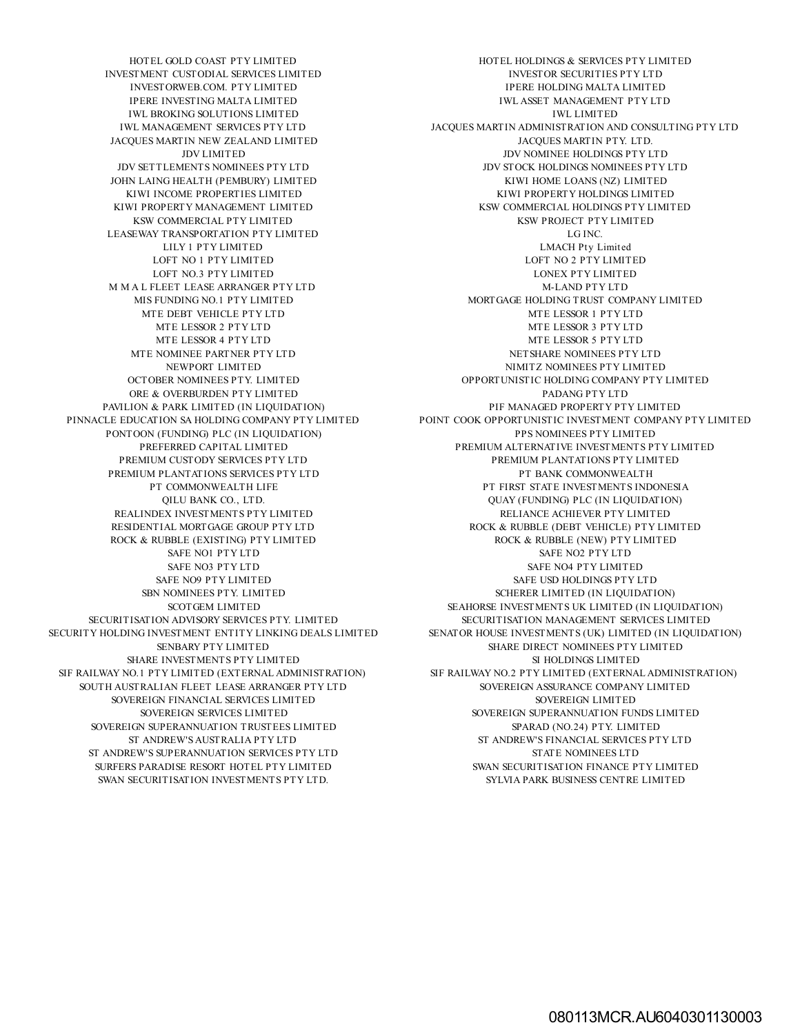HOTEL GOLD COAST PTY LIMITED
HOTEL HOLDINGS & SERVICES PTY LIMITED
INVESTMENT CUSTODIAL SERVICES LIMITED
INVESTOR SECURITIES PTY LTD
INVESTORWEB.COM. PTY LIMITED
IPERE HOLDING MALTA LIMITED
IPERE INVESTING MALTA LIMITED
IWL ASSET MANAGEMENT PTY LTD
IWL BROKING SOLUTIONS LIMITED
IWL LIMITED
IWL MANAGEMENT SERVICES PTY LTD
JACQUES MARTIN ADMINISTRATION AND CONSULTING PTY LTD
JACQUES MARTIN NEW ZEALAND LIMITED
JACQUES MARTIN PTY. LTD.
JDV LIMITED
JDV NOMINEE HOLDINGS PTY LTD
JDV SETTLEMENTS NOMINEES PTY LTD
JDV STOCK HOLDINGS NOMINEES PTY LTD
JOHN LAING HEALTH (PEMBURY) LIMITED
KIWI HOME LOANS (NZ) LIMITED
KIWI INCOME PROPERTIES LIMITED
KIWI PROPERTY HOLDINGS LIMITED
KIWI PROPERTY MANAGEMENT LIMITED
KSW COMMERCIAL HOLDINGS PTY LIMITED
KSW COMMERCIAL PTY LIMITED
KSW PROJECT PTY LIMITED
LEASEWAY TRANSPORTATION PTY LIMITED
LG INC.
LILY 1 PTY LIMITED
LMACH Pty Limited
LOFT NO 1 PTY LIMITED
LOFT NO 2 PTY LIMITED
LOFT NO.3 PTY LIMITED
LONEX PTY LIMITED
M M A L FLEET LEASE ARRANGER PTY LTD
M-LAND PTY LTD
MIS FUNDING NO.1 PTY LIMITED
MORTGAGE HOLDING TRUST COMPANY LIMITED
MTE DEBT VEHICLE PTY LTD
MTE LESSOR 1 PTY LTD
MTE LESSOR 2 PTY LTD
MTE LESSOR 3 PTY LTD
MTE LESSOR 4 PTY LTD
MTE LESSOR 5 PTY LTD
MTE NOMINEE PARTNER PTY LTD
NETSHARE NOMINEES PTY LTD
NEWPORT LIMITED
NIMITZ NOMINEES PTY LIMITED
OCTOBER NOMINEES PTY. LIMITED
OPPORTUNISTIC HOLDING COMPANY PTY LIMITED
ORE & OVERBURDEN PTY LIMITED
PADANG PTY LTD
PAVILION & PARK LIMITED (IN LIQUIDATION)
PIF MANAGED PROPERTY PTY LIMITED
PINNACLE EDUCATION SA HOLDING COMPANY PTY LIMITED
POINT COOK OPPORTUNISTIC INVESTMENT COMPANY PTY LIMITED
PONTOON (FUNDING) PLC (IN LIQUIDATION)
PPS NOMINEES PTY LIMITED
PREFERRED CAPITAL LIMITED
PREMIUM ALTERNATIVE INVESTMENTS PTY LIMITED
PREMIUM CUSTODY SERVICES PTY LTD
PREMIUM PLANTATIONS PTY LIMITED
PREMIUM PLANTATIONS SERVICES PTY LTD
PT BANK COMMONWEALTH
PT COMMONWEALTH LIFE
PT FIRST STATE INVESTMENTS INDONESIA
QILU BANK CO., LTD.
QUAY (FUNDING) PLC (IN LIQUIDATION)
REALINDEX INVESTMENTS PTY LIMITED
RELIANCE ACHIEVER PTY LIMITED
RESIDENTIAL MORTGAGE GROUP PTY LTD
ROCK & RUBBLE (DEBT VEHICLE) PTY LIMITED
ROCK & RUBBLE (EXISTING) PTY LIMITED
ROCK & RUBBLE (NEW) PTY LIMITED
SAFE NO1 PTY LTD
SAFE NO2 PTY LTD
SAFE NO3 PTY LTD
SAFE NO4 PTY LIMITED
SAFE NO9 PTY LIMITED
SAFE USD HOLDINGS PTY LTD
SBN NOMINEES PTY. LIMITED
SCHERER LIMITED (IN LIQUIDATION)
SCOTGEM LIMITED
SEAHORSE INVESTMENTS UK LIMITED (IN LIQUIDATION)
SECURITISATION ADVISORY SERVICES PTY. LIMITED
SECURITISATION MANAGEMENT SERVICES LIMITED
SECURITY HOLDING INVESTMENT ENTITY LINKING DEALS LIMITED
SENATOR HOUSE INVESTMENTS (UK) LIMITED (IN LIQUIDATION)
SENBARY PTY LIMITED
SHARE DIRECT NOMINEES PTY LIMITED
SHARE INVESTMENTS PTY LIMITED
SI HOLDINGS LIMITED
SIF RAILWAY NO.1 PTY LIMITED (EXTERNAL ADMINISTRATION)
SIF RAILWAY NO.2 PTY LIMITED (EXTERNAL ADMINISTRATION)
SOUTH AUSTRALIAN FLEET LEASE ARRANGER PTY LTD
SOVEREIGN ASSURANCE COMPANY LIMITED
SOVEREIGN FINANCIAL SERVICES LIMITED
SOVEREIGN LIMITED
SOVEREIGN SERVICES LIMITED
SOVEREIGN SUPERANNUATION FUNDS LIMITED
SOVEREIGN SUPERANNUATION TRUSTEES LIMITED
SPARAD (NO.24) PTY. LIMITED
ST ANDREW'S AUSTRALIA PTY LTD
ST ANDREW'S FINANCIAL SERVICES PTY LTD
ST ANDREW'S SUPERANNUATION SERVICES PTY LTD
STATE NOMINEES LTD
SURFERS PARADISE RESORT HOTEL PTY LIMITED
SWAN SECURITISATION FINANCE PTY LIMITED
SWAN SECURITISATION INVESTMENTS PTY LTD.
SYLVIA PARK BUSINESS CENTRE LIMITED

080113MCR.AU6040301130003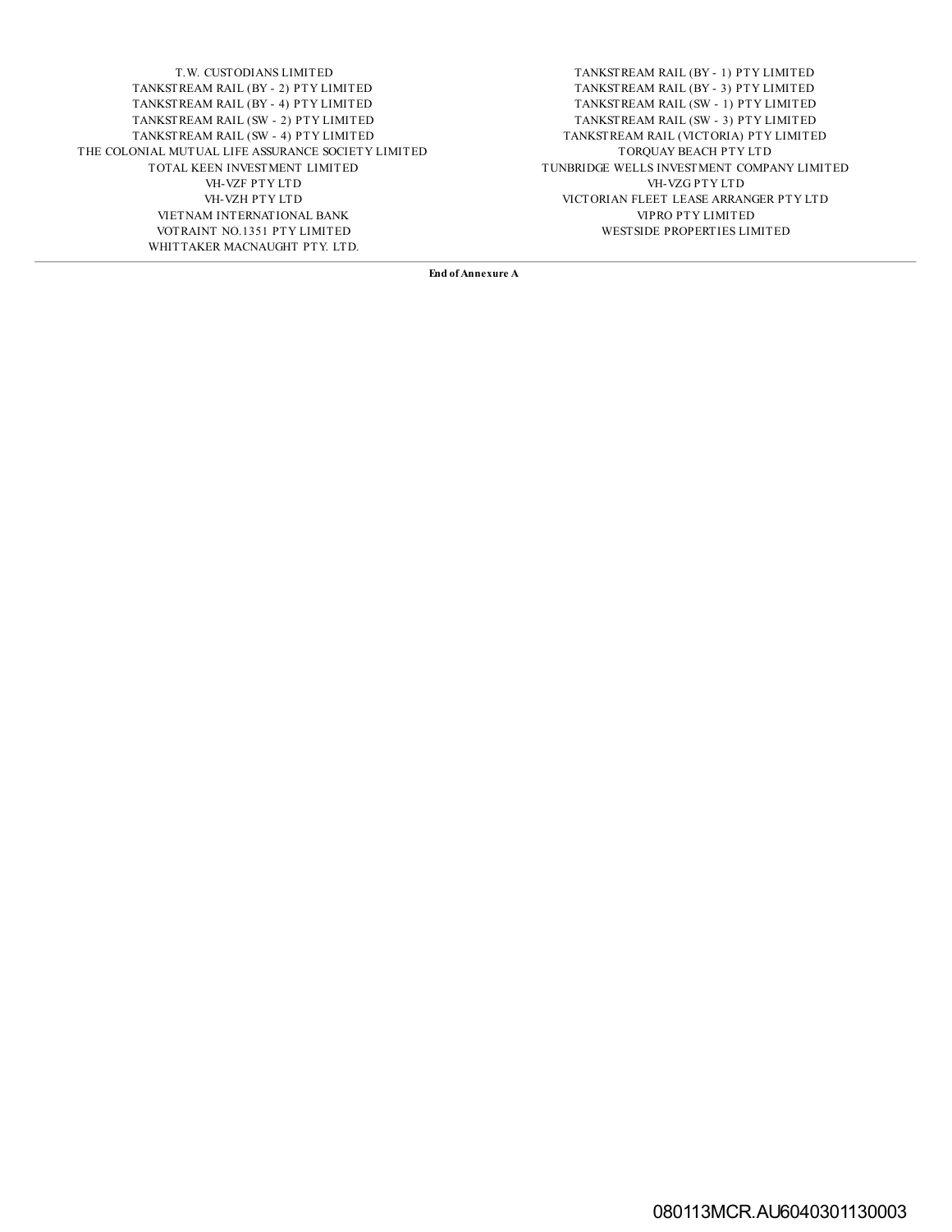T.W. CUSTODIANS LIMITED
TANKSTREAM RAIL (BY - 1) PTY LIMITED
TANKSTREAM RAIL (BY - 2) PTY LIMITED
TANKSTREAM RAIL (BY - 3) PTY LIMITED
TANKSTREAM RAIL (BY - 4) PTY LIMITED
TANKSTREAM RAIL (SW - 1) PTY LIMITED
TANKSTREAM RAIL (SW - 2) PTY LIMITED
TANKSTREAM RAIL (SW - 3) PTY LIMITED
TANKSTREAM RAIL (SW - 4) PTY LIMITED
TANKSTREAM RAIL (VICTORIA) PTY LIMITED
THE COLONIAL MUTUAL LIFE ASSURANCE SOCIETY LIMITED
TORQUAY BEACH PTY LTD
TOTAL KEEN INVESTMENT LIMITED
TUNBRIDGE WELLS INVESTMENT COMPANY LIMITED
VH-VZF PTY LTD
VH-VZG PTY LTD
VH-VZH PTY LTD
VICTORIAN FLEET LEASE ARRANGER PTY LTD
VIETNAM INTERNATIONAL BANK
VIPRO PTY LIMITED
VOTRAINT NO.1351 PTY LIMITED
WESTSIDE PROPERTIES LIMITED
WHITTAKER MACNAUGHT PTY. LTD.

---

**End of Annexure A**

080113MCR.AU6040301130003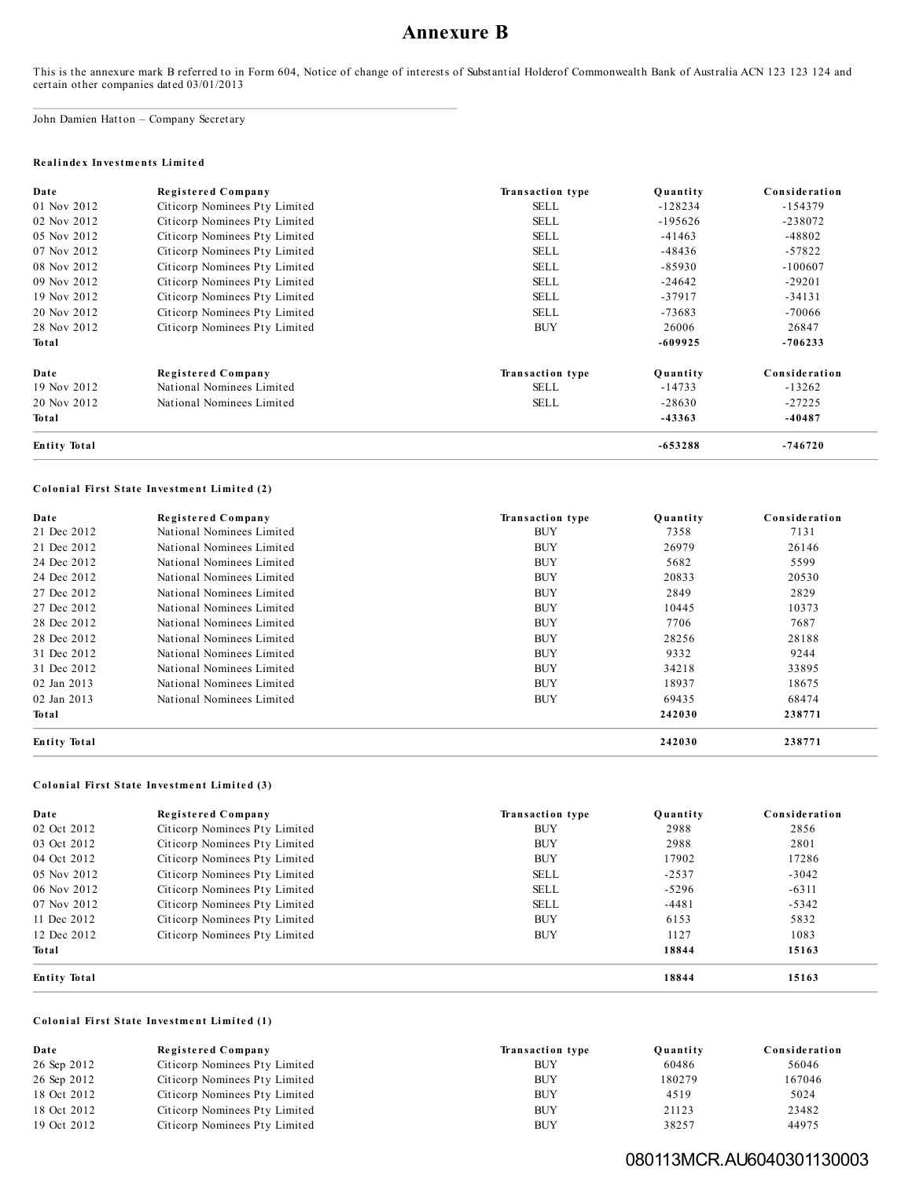# Annexure B

This is the annexure mark B referred to in Form 604, Notice of change of interests of Substantial Holderof Commonwealth Bank of Australia ACN 123 123 124 and certain other companies dated 03/01/2013

John Damien Hatton – Company Secretary

**Realindex Investments Limited**

| Date | Registered Company | Transaction type | Quantity | Consideration |
|---|---|---|---|---|
| 01 Nov 2012 | Citicorp Nominees Pty Limited | SELL | -128234 | -154379 |
| 02 Nov 2012 | Citicorp Nominees Pty Limited | SELL | -195626 | -238072 |
| 05 Nov 2012 | Citicorp Nominees Pty Limited | SELL | -41463 | -48802 |
| 07 Nov 2012 | Citicorp Nominees Pty Limited | SELL | -48436 | -57822 |
| 08 Nov 2012 | Citicorp Nominees Pty Limited | SELL | -85930 | -100607 |
| 09 Nov 2012 | Citicorp Nominees Pty Limited | SELL | -24642 | -29201 |
| 19 Nov 2012 | Citicorp Nominees Pty Limited | SELL | -37917 | -34131 |
| 20 Nov 2012 | Citicorp Nominees Pty Limited | SELL | -73683 | -70066 |
| 28 Nov 2012 | Citicorp Nominees Pty Limited | BUY | 26006 | 26847 |
| **Total** | | | **-609925** | **-706233** |

| Date | Registered Company | Transaction type | Quantity | Consideration |
|---|---|---|---|---|
| 19 Nov 2012 | National Nominees Limited | SELL | -14733 | -13262 |
| 20 Nov 2012 | National Nominees Limited | SELL | -28630 | -27225 |
| **Total** | | | **-43363** | **-40487** |
| **Entity Total** | | | **-653288** | **-746720** |

**Colonial First State Investment Limited (2)**

| Date | Registered Company | Transaction type | Quantity | Consideration |
|---|---|---|---|---|
| 21 Dec 2012 | National Nominees Limited | BUY | 7358 | 7131 |
| 21 Dec 2012 | National Nominees Limited | BUY | 26979 | 26146 |
| 24 Dec 2012 | National Nominees Limited | BUY | 5682 | 5599 |
| 24 Dec 2012 | National Nominees Limited | BUY | 20833 | 20530 |
| 27 Dec 2012 | National Nominees Limited | BUY | 2849 | 2829 |
| 27 Dec 2012 | National Nominees Limited | BUY | 10445 | 10373 |
| 28 Dec 2012 | National Nominees Limited | BUY | 7706 | 7687 |
| 28 Dec 2012 | National Nominees Limited | BUY | 28256 | 28188 |
| 31 Dec 2012 | National Nominees Limited | BUY | 9332 | 9244 |
| 31 Dec 2012 | National Nominees Limited | BUY | 34218 | 33895 |
| 02 Jan 2013 | National Nominees Limited | BUY | 18937 | 18675 |
| 02 Jan 2013 | National Nominees Limited | BUY | 69435 | 68474 |
| **Total** | | | **242030** | **238771** |
| **Entity Total** | | | **242030** | **238771** |

**Colonial First State Investment Limited (3)**

| Date | Registered Company | Transaction type | Quantity | Consideration |
|---|---|---|---|---|
| 02 Oct 2012 | Citicorp Nominees Pty Limited | BUY | 2988 | 2856 |
| 03 Oct 2012 | Citicorp Nominees Pty Limited | BUY | 2988 | 2801 |
| 04 Oct 2012 | Citicorp Nominees Pty Limited | BUY | 17902 | 17286 |
| 05 Nov 2012 | Citicorp Nominees Pty Limited | SELL | -2537 | -3042 |
| 06 Nov 2012 | Citicorp Nominees Pty Limited | SELL | -5296 | -6311 |
| 07 Nov 2012 | Citicorp Nominees Pty Limited | SELL | -4481 | -5342 |
| 11 Dec 2012 | Citicorp Nominees Pty Limited | BUY | 6153 | 5832 |
| 12 Dec 2012 | Citicorp Nominees Pty Limited | BUY | 1127 | 1083 |
| **Total** | | | **18844** | **15163** |
| **Entity Total** | | | **18844** | **15163** |

**Colonial First State Investment Limited (1)**

| Date | Registered Company | Transaction type | Quantity | Consideration |
|---|---|---|---|---|
| 26 Sep 2012 | Citicorp Nominees Pty Limited | BUY | 60486 | 56046 |
| 26 Sep 2012 | Citicorp Nominees Pty Limited | BUY | 180279 | 167046 |
| 18 Oct 2012 | Citicorp Nominees Pty Limited | BUY | 4519 | 5024 |
| 18 Oct 2012 | Citicorp Nominees Pty Limited | BUY | 21123 | 23482 |
| 19 Oct 2012 | Citicorp Nominees Pty Limited | BUY | 38257 | 44975 |

080113MCR.AU6040301130003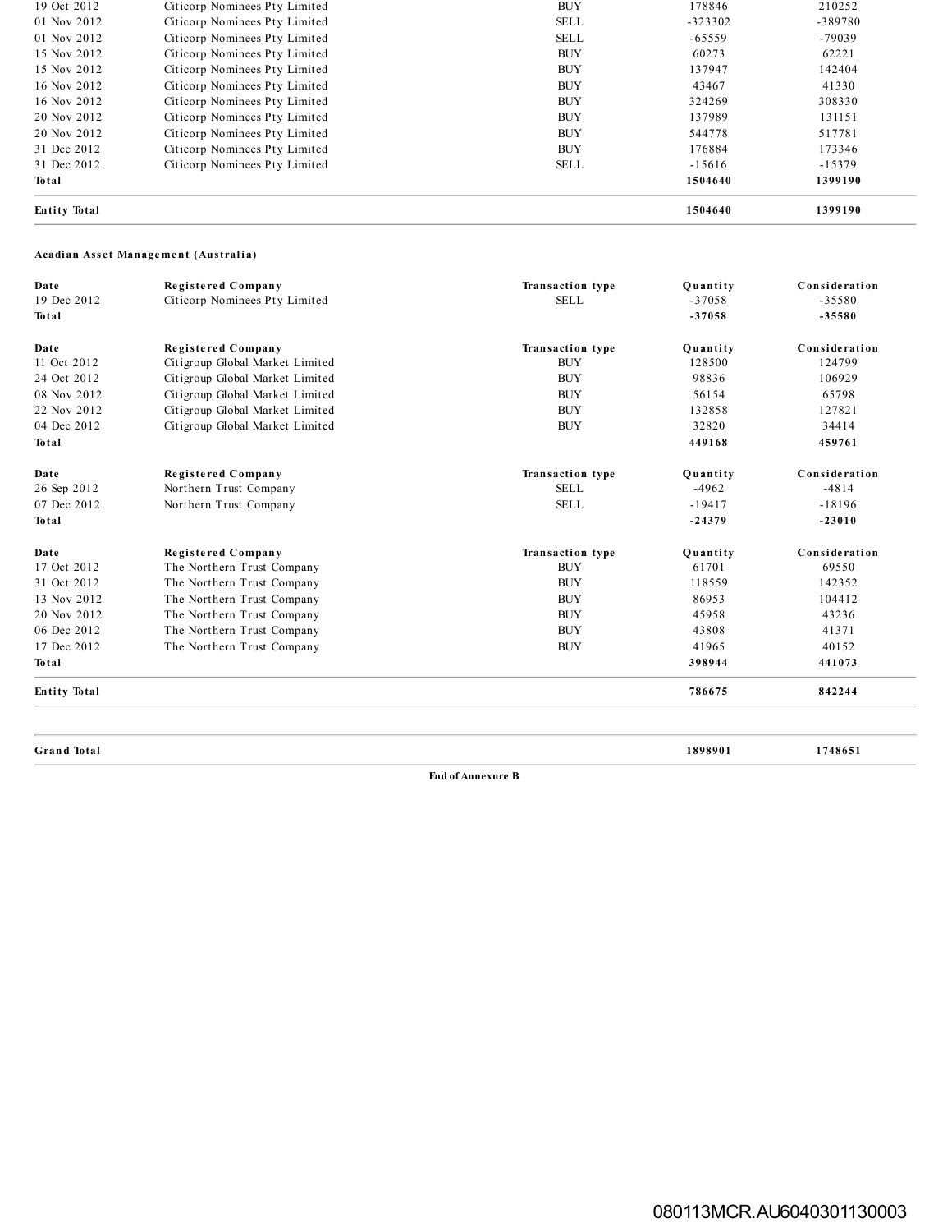| | | | | |
|---|---|---|---|---|
| 19 Oct 2012 | Citicorp Nominees Pty Limited | BUY | 178846 | 210252 |
| 01 Nov 2012 | Citicorp Nominees Pty Limited | SELL | -323302 | -389780 |
| 01 Nov 2012 | Citicorp Nominees Pty Limited | SELL | -65559 | -79039 |
| 15 Nov 2012 | Citicorp Nominees Pty Limited | BUY | 60273 | 62221 |
| 15 Nov 2012 | Citicorp Nominees Pty Limited | BUY | 137947 | 142404 |
| 16 Nov 2012 | Citicorp Nominees Pty Limited | BUY | 43467 | 41330 |
| 16 Nov 2012 | Citicorp Nominees Pty Limited | BUY | 324269 | 308330 |
| 20 Nov 2012 | Citicorp Nominees Pty Limited | BUY | 137989 | 131151 |
| 20 Nov 2012 | Citicorp Nominees Pty Limited | BUY | 544778 | 517781 |
| 31 Dec 2012 | Citicorp Nominees Pty Limited | BUY | 176884 | 173346 |
| 31 Dec 2012 | Citicorp Nominees Pty Limited | SELL | -15616 | -15379 |
| **Total** | | | **1504640** | **1399190** |

| | | | | |
|---|---|---|---|---|
| **Entity Total** | | | **1504640** | **1399190** |

**Acadian Asset Management (Australia)**

| Date | Registered Company | Transaction type | Quantity | Consideration |
|---|---|---|---|---|
| 19 Dec 2012 | Citicorp Nominees Pty Limited | SELL | -37058 | -35580 |
| **Total** | | | **-37058** | **-35580** |

| Date | Registered Company | Transaction type | Quantity | Consideration |
|---|---|---|---|---|
| 11 Oct 2012 | Citigroup Global Market Limited | BUY | 128500 | 124799 |
| 24 Oct 2012 | Citigroup Global Market Limited | BUY | 98836 | 106929 |
| 08 Nov 2012 | Citigroup Global Market Limited | BUY | 56154 | 65798 |
| 22 Nov 2012 | Citigroup Global Market Limited | BUY | 132858 | 127821 |
| 04 Dec 2012 | Citigroup Global Market Limited | BUY | 32820 | 34414 |
| **Total** | | | **449168** | **459761** |

| Date | Registered Company | Transaction type | Quantity | Consideration |
|---|---|---|---|---|
| 26 Sep 2012 | Northern Trust Company | SELL | -4962 | -4814 |
| 07 Dec 2012 | Northern Trust Company | SELL | -19417 | -18196 |
| **Total** | | | **-24379** | **-23010** |

| Date | Registered Company | Transaction type | Quantity | Consideration |
|---|---|---|---|---|
| 17 Oct 2012 | The Northern Trust Company | BUY | 61701 | 69550 |
| 31 Oct 2012 | The Northern Trust Company | BUY | 118559 | 142352 |
| 13 Nov 2012 | The Northern Trust Company | BUY | 86953 | 104412 |
| 20 Nov 2012 | The Northern Trust Company | BUY | 45958 | 43236 |
| 06 Dec 2012 | The Northern Trust Company | BUY | 43808 | 41371 |
| 17 Dec 2012 | The Northern Trust Company | BUY | 41965 | 40152 |
| **Total** | | | **398944** | **441073** |

| | | | | |
|---|---|---|---|---|
| **Entity Total** | | | **786675** | **842244** |

| | | | | |
|---|---|---|---|---|
| **Grand Total** | | | **1898901** | **1748651** |

**End of Annexure B**

080113MCR.AU6040301130003